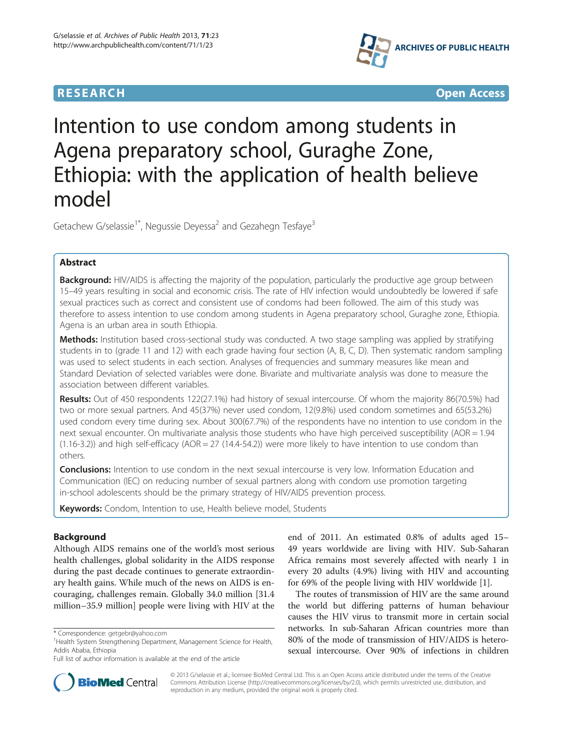RESEARCH Open Access

# Intention to use condom among students in Agena preparatory school, Guraghe Zone, Ethiopia: with the application of health believe model

Getachew G/selassie[1*], Negussie Deyessa[2] and Gezahegn Tesfaye[3]

## Abstract

**Background:** HIV/AIDS is affecting the majority of the population, particularly the productive age group between 15–49 years resulting in social and economic crisis. The rate of HIV infection would undoubtedly be lowered if safe sexual practices such as correct and consistent use of condoms had been followed. The aim of this study was therefore to assess intention to use condom among students in Agena preparatory school, Guraghe zone, Ethiopia. Agena is an urban area in south Ethiopia.

**Methods:** Institution based cross-sectional study was conducted. A two stage sampling was applied by stratifying students in to (grade 11 and 12) with each grade having four section (A, B, C, D). Then systematic random sampling was used to select students in each section. Analyses of frequencies and summary measures like mean and Standard Deviation of selected variables were done. Bivariate and multivariate analysis was done to measure the association between different variables.

**Results:** Out of 450 respondents 122(27.1%) had history of sexual intercourse. Of whom the majority 86(70.5%) had two or more sexual partners. And 45(37%) never used condom, 12(9.8%) used condom sometimes and 65(53.2%) used condom every time during sex. About 300(67.7%) of the respondents have no intention to use condom in the next sexual encounter. On multivariate analysis those students who have high perceived susceptibility (AOR = 1.94 (1.16-3.2)) and high self-efficacy (AOR = 27 (14.4-54.2)) were more likely to have intention to use condom than others.

**Conclusions:** Intention to use condom in the next sexual intercourse is very low. Information Education and Communication (IEC) on reducing number of sexual partners along with condom use promotion targeting in-school adolescents should be the primary strategy of HIV/AIDS prevention process.

**Keywords:** Condom, Intention to use, Health believe model, Students

## Background

Although AIDS remains one of the world's most serious health challenges, global solidarity in the AIDS response during the past decade continues to generate extraordinary health gains. While much of the news on AIDS is encouraging, challenges remain. Globally 34.0 million [31.4 million–35.9 million] people were living with HIV at the end of 2011. An estimated 0.8% of adults aged 15–49 years worldwide are living with HIV. Sub-Saharan Africa remains most severely affected with nearly 1 in every 20 adults (4.9%) living with HIV and accounting for 69% of the people living with HIV worldwide [1].

The routes of transmission of HIV are the same around the world but differing patterns of human behaviour causes the HIV virus to transmit more in certain social networks. In sub-Saharan African countries more than 80% of the mode of transmission of HIV/AIDS is heterosexual intercourse. Over 90% of infections in children

\* Correspondence: getgebr@yahoo.com

[1]Health System Strengthening Department, Management Science for Health, Addis Ababa, Ethiopia

Full list of author information is available at the end of the article

© 2013 G/selassie et al.; licensee BioMed Central Ltd. This is an Open Access article distributed under the terms of the Creative Commons Attribution License (http://creativecommons.org/licenses/by/2.0), which permits unrestricted use, distribution, and reproduction in any medium, provided the original work is properly cited.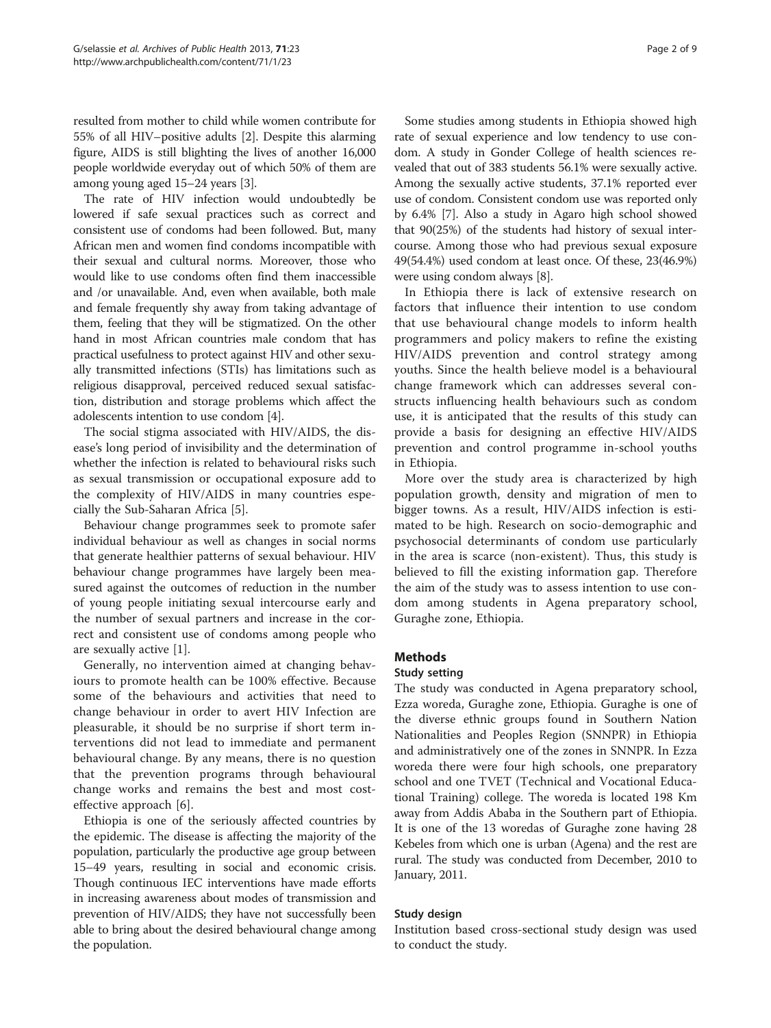resulted from mother to child while women contribute for 55% of all HIV–positive adults [2]. Despite this alarming figure, AIDS is still blighting the lives of another 16,000 people worldwide everyday out of which 50% of them are among young aged 15–24 years [3].

The rate of HIV infection would undoubtedly be lowered if safe sexual practices such as correct and consistent use of condoms had been followed. But, many African men and women find condoms incompatible with their sexual and cultural norms. Moreover, those who would like to use condoms often find them inaccessible and /or unavailable. And, even when available, both male and female frequently shy away from taking advantage of them, feeling that they will be stigmatized. On the other hand in most African countries male condom that has practical usefulness to protect against HIV and other sexually transmitted infections (STIs) has limitations such as religious disapproval, perceived reduced sexual satisfaction, distribution and storage problems which affect the adolescents intention to use condom [4].

The social stigma associated with HIV/AIDS, the disease's long period of invisibility and the determination of whether the infection is related to behavioural risks such as sexual transmission or occupational exposure add to the complexity of HIV/AIDS in many countries especially the Sub-Saharan Africa [5].

Behaviour change programmes seek to promote safer individual behaviour as well as changes in social norms that generate healthier patterns of sexual behaviour. HIV behaviour change programmes have largely been measured against the outcomes of reduction in the number of young people initiating sexual intercourse early and the number of sexual partners and increase in the correct and consistent use of condoms among people who are sexually active [1].

Generally, no intervention aimed at changing behaviours to promote health can be 100% effective. Because some of the behaviours and activities that need to change behaviour in order to avert HIV Infection are pleasurable, it should be no surprise if short term interventions did not lead to immediate and permanent behavioural change. By any means, there is no question that the prevention programs through behavioural change works and remains the best and most cost-effective approach [6].

Ethiopia is one of the seriously affected countries by the epidemic. The disease is affecting the majority of the population, particularly the productive age group between 15–49 years, resulting in social and economic crisis. Though continuous IEC interventions have made efforts in increasing awareness about modes of transmission and prevention of HIV/AIDS; they have not successfully been able to bring about the desired behavioural change among the population.

Some studies among students in Ethiopia showed high rate of sexual experience and low tendency to use condom. A study in Gonder College of health sciences revealed that out of 383 students 56.1% were sexually active. Among the sexually active students, 37.1% reported ever use of condom. Consistent condom use was reported only by 6.4% [7]. Also a study in Agaro high school showed that 90(25%) of the students had history of sexual intercourse. Among those who had previous sexual exposure 49(54.4%) used condom at least once. Of these, 23(46.9%) were using condom always [8].

In Ethiopia there is lack of extensive research on factors that influence their intention to use condom that use behavioural change models to inform health programmers and policy makers to refine the existing HIV/AIDS prevention and control strategy among youths. Since the health believe model is a behavioural change framework which can addresses several constructs influencing health behaviours such as condom use, it is anticipated that the results of this study can provide a basis for designing an effective HIV/AIDS prevention and control programme in-school youths in Ethiopia.

More over the study area is characterized by high population growth, density and migration of men to bigger towns. As a result, HIV/AIDS infection is estimated to be high. Research on socio-demographic and psychosocial determinants of condom use particularly in the area is scarce (non-existent). Thus, this study is believed to fill the existing information gap. Therefore the aim of the study was to assess intention to use condom among students in Agena preparatory school, Guraghe zone, Ethiopia.

## Methods

### Study setting

The study was conducted in Agena preparatory school, Ezza woreda, Guraghe zone, Ethiopia. Guraghe is one of the diverse ethnic groups found in Southern Nation Nationalities and Peoples Region (SNNPR) in Ethiopia and administratively one of the zones in SNNPR. In Ezza woreda there were four high schools, one preparatory school and one TVET (Technical and Vocational Educational Training) college. The woreda is located 198 Km away from Addis Ababa in the Southern part of Ethiopia. It is one of the 13 woredas of Guraghe zone having 28 Kebeles from which one is urban (Agena) and the rest are rural. The study was conducted from December, 2010 to January, 2011.

### Study design

Institution based cross-sectional study design was used to conduct the study.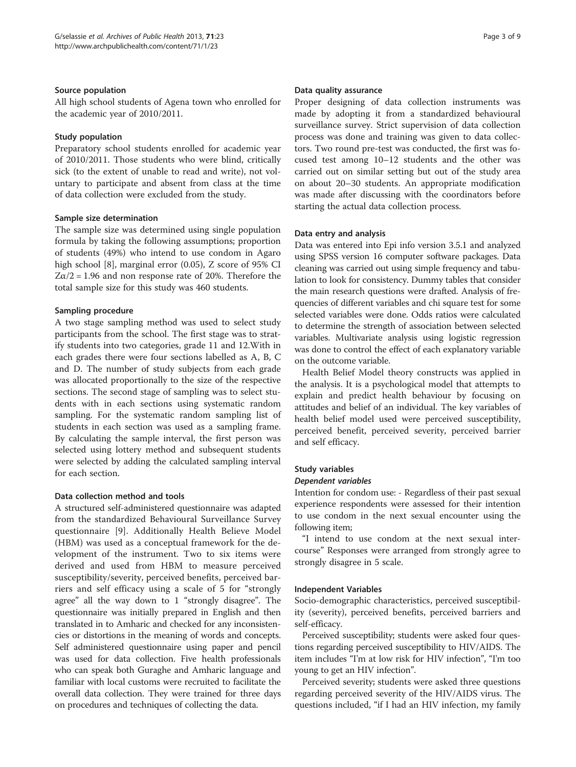### Source population

All high school students of Agena town who enrolled for the academic year of 2010/2011.

### Study population

Preparatory school students enrolled for academic year of 2010/2011. Those students who were blind, critically sick (to the extent of unable to read and write), not voluntary to participate and absent from class at the time of data collection were excluded from the study.

### Sample size determination

The sample size was determined using single population formula by taking the following assumptions; proportion of students (49%) who intend to use condom in Agaro high school [8], marginal error (0.05), Z score of 95% CI $Z\alpha/2 = 1.96$ and non response rate of 20%. Therefore the total sample size for this study was 460 students.

### Sampling procedure

A two stage sampling method was used to select study participants from the school. The first stage was to stratify students into two categories, grade 11 and 12.With in each grades there were four sections labelled as A, B, C and D. The number of study subjects from each grade was allocated proportionally to the size of the respective sections. The second stage of sampling was to select students with in each sections using systematic random sampling. For the systematic random sampling list of students in each section was used as a sampling frame. By calculating the sample interval, the first person was selected using lottery method and subsequent students were selected by adding the calculated sampling interval for each section.

### Data collection method and tools

A structured self-administered questionnaire was adapted from the standardized Behavioural Surveillance Survey questionnaire [9]. Additionally Health Believe Model (HBM) was used as a conceptual framework for the development of the instrument. Two to six items were derived and used from HBM to measure perceived susceptibility/severity, perceived benefits, perceived barriers and self efficacy using a scale of 5 for "strongly agree" all the way down to 1 "strongly disagree". The questionnaire was initially prepared in English and then translated in to Amharic and checked for any inconsistencies or distortions in the meaning of words and concepts. Self administered questionnaire using paper and pencil was used for data collection. Five health professionals who can speak both Guraghe and Amharic language and familiar with local customs were recruited to facilitate the overall data collection. They were trained for three days on procedures and techniques of collecting the data.

### Data quality assurance

Proper designing of data collection instruments was made by adopting it from a standardized behavioural surveillance survey. Strict supervision of data collection process was done and training was given to data collectors. Two round pre-test was conducted, the first was focused test among 10–12 students and the other was carried out on similar setting but out of the study area on about 20–30 students. An appropriate modification was made after discussing with the coordinators before starting the actual data collection process.

### Data entry and analysis

Data was entered into Epi info version 3.5.1 and analyzed using SPSS version 16 computer software packages. Data cleaning was carried out using simple frequency and tabulation to look for consistency. Dummy tables that consider the main research questions were drafted. Analysis of frequencies of different variables and chi square test for some selected variables were done. Odds ratios were calculated to determine the strength of association between selected variables. Multivariate analysis using logistic regression was done to control the effect of each explanatory variable on the outcome variable.

Health Belief Model theory constructs was applied in the analysis. It is a psychological model that attempts to explain and predict health behaviour by focusing on attitudes and belief of an individual. The key variables of health belief model used were perceived susceptibility, perceived benefit, perceived severity, perceived barrier and self efficacy.

### Study variables

#### *Dependent variables*

Intention for condom use: - Regardless of their past sexual experience respondents were assessed for their intention to use condom in the next sexual encounter using the following item;

"I intend to use condom at the next sexual intercourse" Responses were arranged from strongly agree to strongly disagree in 5 scale.

### Independent Variables

Socio-demographic characteristics, perceived susceptibility (severity), perceived benefits, perceived barriers and self-efficacy.

Perceived susceptibility; students were asked four questions regarding perceived susceptibility to HIV/AIDS. The item includes "I'm at low risk for HIV infection", "I'm too young to get an HIV infection".

Perceived severity; students were asked three questions regarding perceived severity of the HIV/AIDS virus. The questions included, "if I had an HIV infection, my family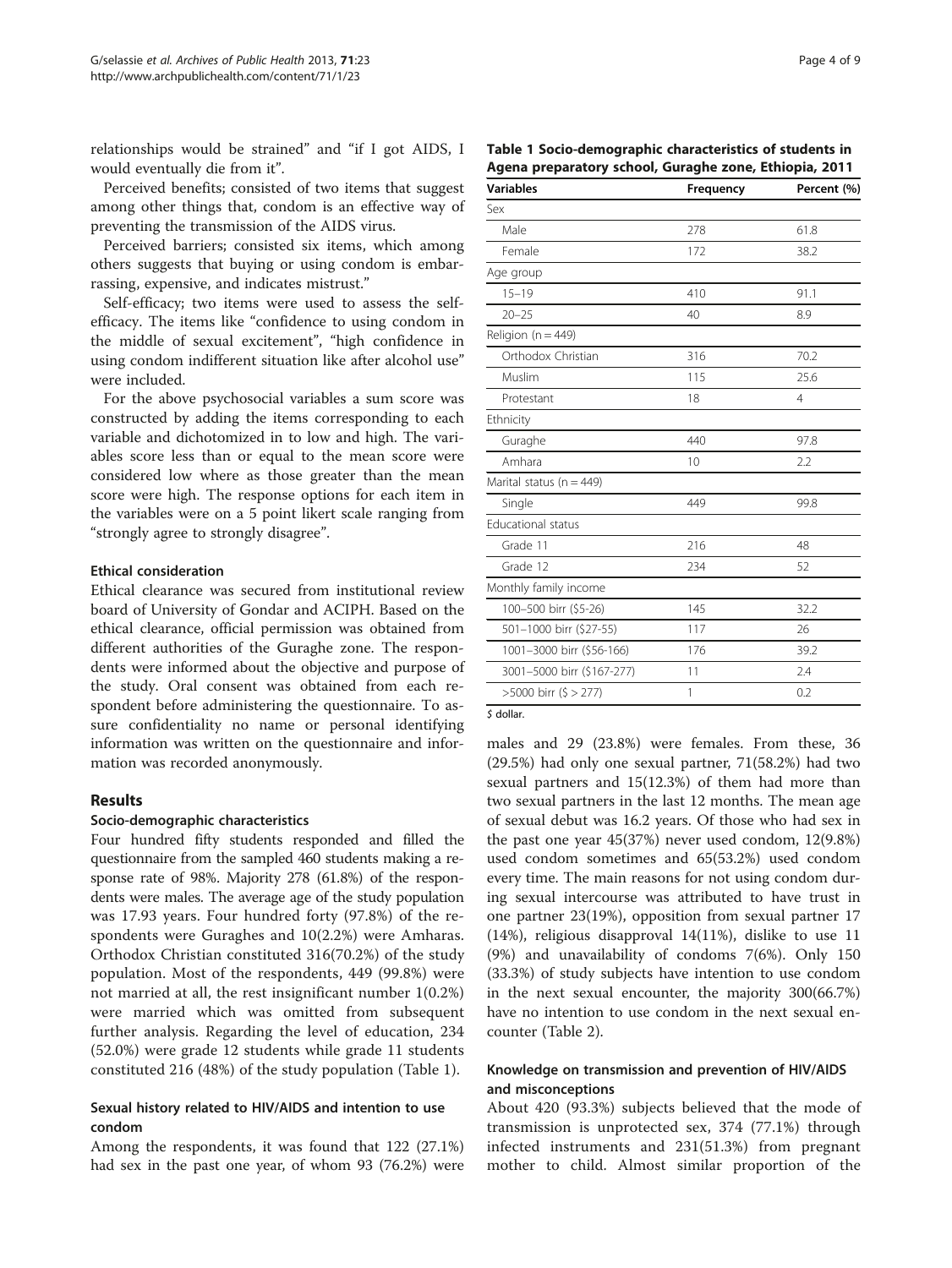relationships would be strained" and "if I got AIDS, I would eventually die from it".

Perceived benefits; consisted of two items that suggest among other things that, condom is an effective way of preventing the transmission of the AIDS virus.

Perceived barriers; consisted six items, which among others suggests that buying or using condom is embarrassing, expensive, and indicates mistrust."

Self-efficacy; two items were used to assess the self-efficacy. The items like "confidence to using condom in the middle of sexual excitement", "high confidence in using condom indifferent situation like after alcohol use" were included.

For the above psychosocial variables a sum score was constructed by adding the items corresponding to each variable and dichotomized in to low and high. The variables score less than or equal to the mean score were considered low where as those greater than the mean score were high. The response options for each item in the variables were on a 5 point likert scale ranging from "strongly agree to strongly disagree".

### Ethical consideration

Ethical clearance was secured from institutional review board of University of Gondar and ACIPH. Based on the ethical clearance, official permission was obtained from different authorities of the Guraghe zone. The respondents were informed about the objective and purpose of the study. Oral consent was obtained from each respondent before administering the questionnaire. To assure confidentiality no name or personal identifying information was written on the questionnaire and information was recorded anonymously.

## Results

### Socio-demographic characteristics

Four hundred fifty students responded and filled the questionnaire from the sampled 460 students making a response rate of 98%. Majority 278 (61.8%) of the respondents were males. The average age of the study population was 17.93 years. Four hundred forty (97.8%) of the respondents were Guraghes and 10(2.2%) were Amharas. Orthodox Christian constituted 316(70.2%) of the study population. Most of the respondents, 449 (99.8%) were not married at all, the rest insignificant number 1(0.2%) were married which was omitted from subsequent further analysis. Regarding the level of education, 234 (52.0%) were grade 12 students while grade 11 students constituted 216 (48%) of the study population (Table 1).

**Table 1 Socio-demographic characteristics of students in Agena preparatory school, Guraghe zone, Ethiopia, 2011**

| Variables | Frequency | Percent (%) |
|---|---|---|
| Sex | | |
| Male | 278 | 61.8 |
| Female | 172 | 38.2 |
| Age group | | |
| 15–19 | 410 | 91.1 |
| 20–25 | 40 | 8.9 |
| Religion (n = 449) | | |
| Orthodox Christian | 316 | 70.2 |
| Muslim | 115 | 25.6 |
| Protestant | 18 | 4 |
| Ethnicity | | |
| Guraghe | 440 | 97.8 |
| Amhara | 10 | 2.2 |
| Marital status (n = 449) | | |
| Single | 449 | 99.8 |
| Educational status | | |
| Grade 11 | 216 | 48 |
| Grade 12 | 234 | 52 |
| Monthly family income | | |
| 100–500 birr ($5-26) | 145 | 32.2 |
| 501–1000 birr ($27-55) | 117 | 26 |
| 1001–3000 birr ($56-166) | 176 | 39.2 |
| 3001–5000 birr ($167-277) | 11 | 2.4 |
| >5000 birr ($ > 277) | 1 | 0.2 |

$ dollar.

### Sexual history related to HIV/AIDS and intention to use condom

Among the respondents, it was found that 122 (27.1%) had sex in the past one year, of whom 93 (76.2%) were males and 29 (23.8%) were females. From these, 36 (29.5%) had only one sexual partner, 71(58.2%) had two sexual partners and 15(12.3%) of them had more than two sexual partners in the last 12 months. The mean age of sexual debut was 16.2 years. Of those who had sex in the past one year 45(37%) never used condom, 12(9.8%) used condom sometimes and 65(53.2%) used condom every time. The main reasons for not using condom during sexual intercourse was attributed to have trust in one partner 23(19%), opposition from sexual partner 17 (14%), religious disapproval 14(11%), dislike to use 11 (9%) and unavailability of condoms 7(6%). Only 150 (33.3%) of study subjects have intention to use condom in the next sexual encounter, the majority 300(66.7%) have no intention to use condom in the next sexual encounter (Table 2).

### Knowledge on transmission and prevention of HIV/AIDS and misconceptions

About 420 (93.3%) subjects believed that the mode of transmission is unprotected sex, 374 (77.1%) through infected instruments and 231(51.3%) from pregnant mother to child. Almost similar proportion of the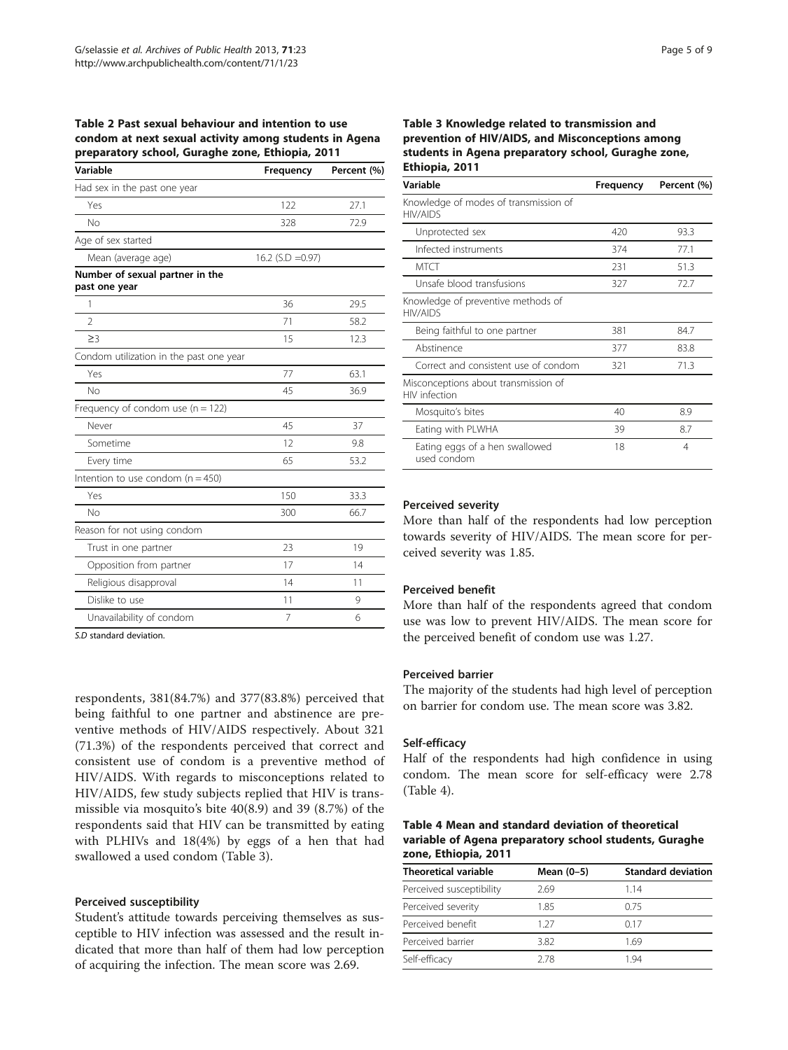**Table 2 Past sexual behaviour and intention to use condom at next sexual activity among students in Agena preparatory school, Guraghe zone, Ethiopia, 2011**

| Variable | Frequency | Percent (%) |
|---|---|---|
| Had sex in the past one year | | |
| Yes | 122 | 27.1 |
| No | 328 | 72.9 |
| Age of sex started | | |
| Mean (average age) | 16.2 (S.D =0.97) | |
| **Number of sexual partner in the past one year** | | |
| 1 | 36 | 29.5 |
| 2 | 71 | 58.2 |
| ≥3 | 15 | 12.3 |
| Condom utilization in the past one year | | |
| Yes | 77 | 63.1 |
| No | 45 | 36.9 |
| Frequency of condom use (n = 122) | | |
| Never | 45 | 37 |
| Sometime | 12 | 9.8 |
| Every time | 65 | 53.2 |
| Intention to use condom (n = 450) | | |
| Yes | 150 | 33.3 |
| No | 300 | 66.7 |
| Reason for not using condom | | |
| Trust in one partner | 23 | 19 |
| Opposition from partner | 17 | 14 |
| Religious disapproval | 14 | 11 |
| Dislike to use | 11 | 9 |
| Unavailability of condom | 7 | 6 |

*S.D* standard deviation.

respondents, 381(84.7%) and 377(83.8%) perceived that being faithful to one partner and abstinence are preventive methods of HIV/AIDS respectively. About 321 (71.3%) of the respondents perceived that correct and consistent use of condom is a preventive method of HIV/AIDS. With regards to misconceptions related to HIV/AIDS, few study subjects replied that HIV is transmissible via mosquito's bite 40(8.9) and 39 (8.7%) of the respondents said that HIV can be transmitted by eating with PLHIVs and 18(4%) by eggs of a hen that had swallowed a used condom (Table 3).

**Table 3 Knowledge related to transmission and prevention of HIV/AIDS, and Misconceptions among students in Agena preparatory school, Guraghe zone, Ethiopia, 2011**

| Variable | Frequency | Percent (%) |
|---|---|---|
| Knowledge of modes of transmission of HIV/AIDS | | |
| Unprotected sex | 420 | 93.3 |
| Infected instruments | 374 | 77.1 |
| MTCT | 231 | 51.3 |
| Unsafe blood transfusions | 327 | 72.7 |
| Knowledge of preventive methods of HIV/AIDS | | |
| Being faithful to one partner | 381 | 84.7 |
| Abstinence | 377 | 83.8 |
| Correct and consistent use of condom | 321 | 71.3 |
| Misconceptions about transmission of HIV infection | | |
| Mosquito's bites | 40 | 8.9 |
| Eating with PLWHA | 39 | 8.7 |
| Eating eggs of a hen swallowed used condom | 18 | 4 |

#### Perceived susceptibility

Student's attitude towards perceiving themselves as susceptible to HIV infection was assessed and the result indicated that more than half of them had low perception of acquiring the infection. The mean score was 2.69.

#### Perceived severity

More than half of the respondents had low perception towards severity of HIV/AIDS. The mean score for perceived severity was 1.85.

#### Perceived benefit

More than half of the respondents agreed that condom use was low to prevent HIV/AIDS. The mean score for the perceived benefit of condom use was 1.27.

#### Perceived barrier

The majority of the students had high level of perception on barrier for condom use. The mean score was 3.82.

#### Self-efficacy

Half of the respondents had high confidence in using condom. The mean score for self-efficacy were 2.78 (Table 4).

**Table 4 Mean and standard deviation of theoretical variable of Agena preparatory school students, Guraghe zone, Ethiopia, 2011**

| Theoretical variable | Mean (0–5) | Standard deviation |
|---|---|---|
| Perceived susceptibility | 2.69 | 1.14 |
| Perceived severity | 1.85 | 0.75 |
| Perceived benefit | 1.27 | 0.17 |
| Perceived barrier | 3.82 | 1.69 |
| Self-efficacy | 2.78 | 1.94 |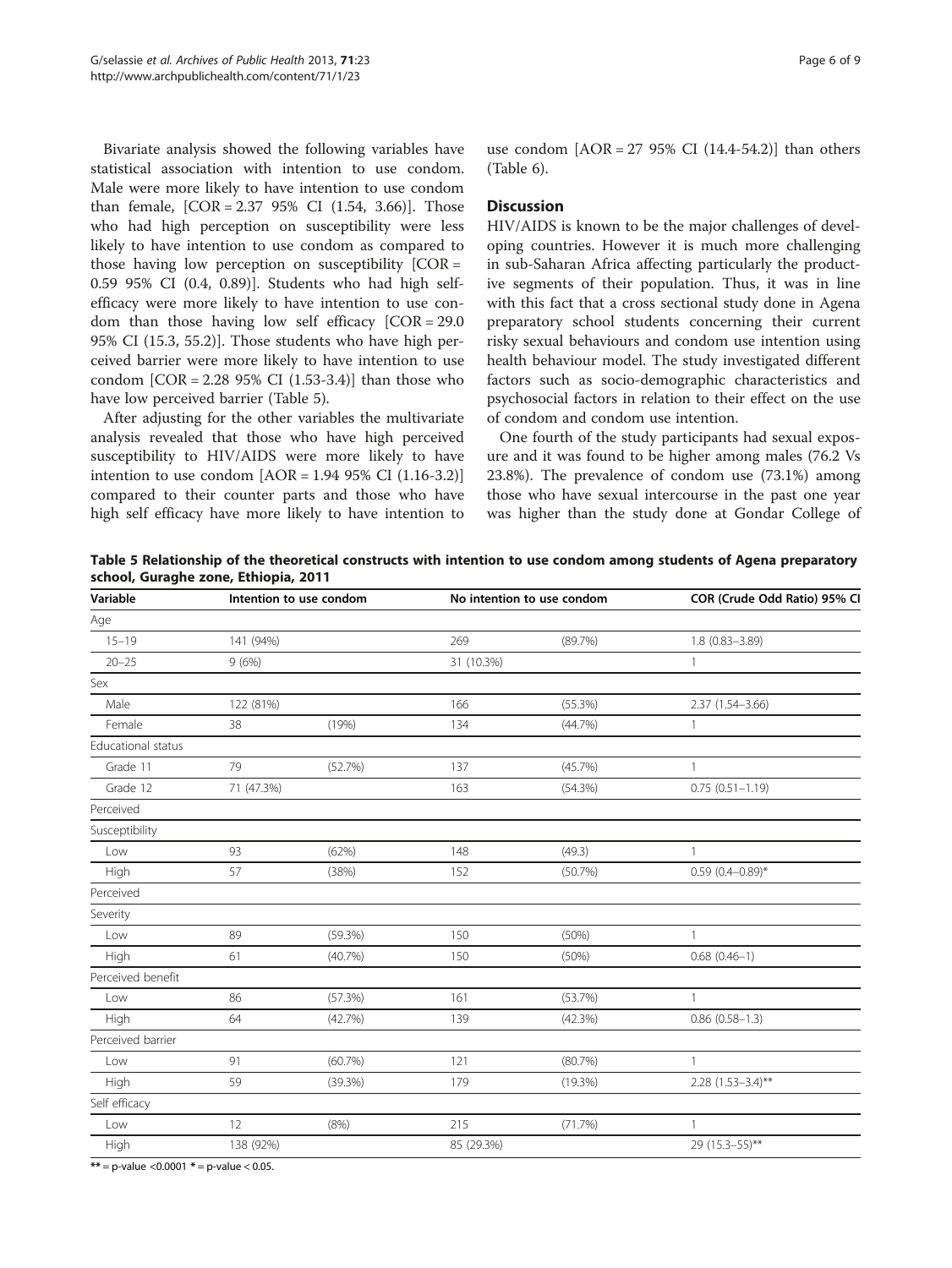Bivariate analysis showed the following variables have statistical association with intention to use condom. Male were more likely to have intention to use condom than female, [COR = 2.37 95% CI (1.54, 3.66)]. Those who had high perception on susceptibility were less likely to have intention to use condom as compared to those having low perception on susceptibility [COR = 0.59 95% CI (0.4, 0.89)]. Students who had high self-efficacy were more likely to have intention to use condom than those having low self efficacy [COR = 29.0 95% CI (15.3, 55.2)]. Those students who have high perceived barrier were more likely to have intention to use condom [COR = 2.28 95% CI (1.53-3.4)] than those who have low perceived barrier (Table 5).

After adjusting for the other variables the multivariate analysis revealed that those who have high perceived susceptibility to HIV/AIDS were more likely to have intention to use condom [AOR = 1.94 95% CI (1.16-3.2)] compared to their counter parts and those who have high self efficacy have more likely to have intention to use condom [AOR = 27 95% CI (14.4-54.2)] than others (Table 6).

## Discussion

HIV/AIDS is known to be the major challenges of developing countries. However it is much more challenging in sub-Saharan Africa affecting particularly the productive segments of their population. Thus, it was in line with this fact that a cross sectional study done in Agena preparatory school students concerning their current risky sexual behaviours and condom use intention using health behaviour model. The study investigated different factors such as socio-demographic characteristics and psychosocial factors in relation to their effect on the use of condom and condom use intention.

One fourth of the study participants had sexual exposure and it was found to be higher among males (76.2 Vs 23.8%). The prevalence of condom use (73.1%) among those who have sexual intercourse in the past one year was higher than the study done at Gondar College of

**Table 5 Relationship of the theoretical constructs with intention to use condom among students of Agena preparatory school, Guraghe zone, Ethiopia, 2011**

| Variable | Intention to use condom | | No intention to use condom | | COR (Crude Odd Ratio) 95% CI |
|---|---|---|---|---|---|
| Age | | | | | |
| 15–19 | 141 (94%) | | 269 | (89.7%) | 1.8 (0.83–3.89) |
| 20–25 | 9 (6%) | | 31 (10.3%) | | 1 |
| Sex | | | | | |
| Male | 122 (81%) | | 166 | (55.3%) | 2.37 (1.54–3.66) |
| Female | 38 | (19%) | 134 | (44.7%) | 1 |
| Educational status | | | | | |
| Grade 11 | 79 | (52.7%) | 137 | (45.7%) | 1 |
| Grade 12 | 71 (47.3%) | | 163 | (54.3%) | 0.75 (0.51–1.19) |
| Perceived | | | | | |
| Susceptibility | | | | | |
| Low | 93 | (62%) | 148 | (49.3) | 1 |
| High | 57 | (38%) | 152 | (50.7%) | 0.59 (0.4–0.89)* |
| Perceived | | | | | |
| Severity | | | | | |
| Low | 89 | (59.3%) | 150 | (50%) | 1 |
| High | 61 | (40.7%) | 150 | (50%) | 0.68 (0.46–1) |
| Perceived benefit | | | | | |
| Low | 86 | (57.3%) | 161 | (53.7%) | 1 |
| High | 64 | (42.7%) | 139 | (42.3%) | 0.86 (0.58–1.3) |
| Perceived barrier | | | | | |
| Low | 91 | (60.7%) | 121 | (80.7%) | 1 |
| High | 59 | (39.3%) | 179 | (19.3%) | 2.28 (1.53–3.4)** |
| Self efficacy | | | | | |
| Low | 12 | (8%) | 215 | (71.7%) | 1 |
| High | 138 (92%) | | 85 (29.3%) | | 29 (15.3–55)** |

** = p-value <0.0001 * = p-value < 0.05.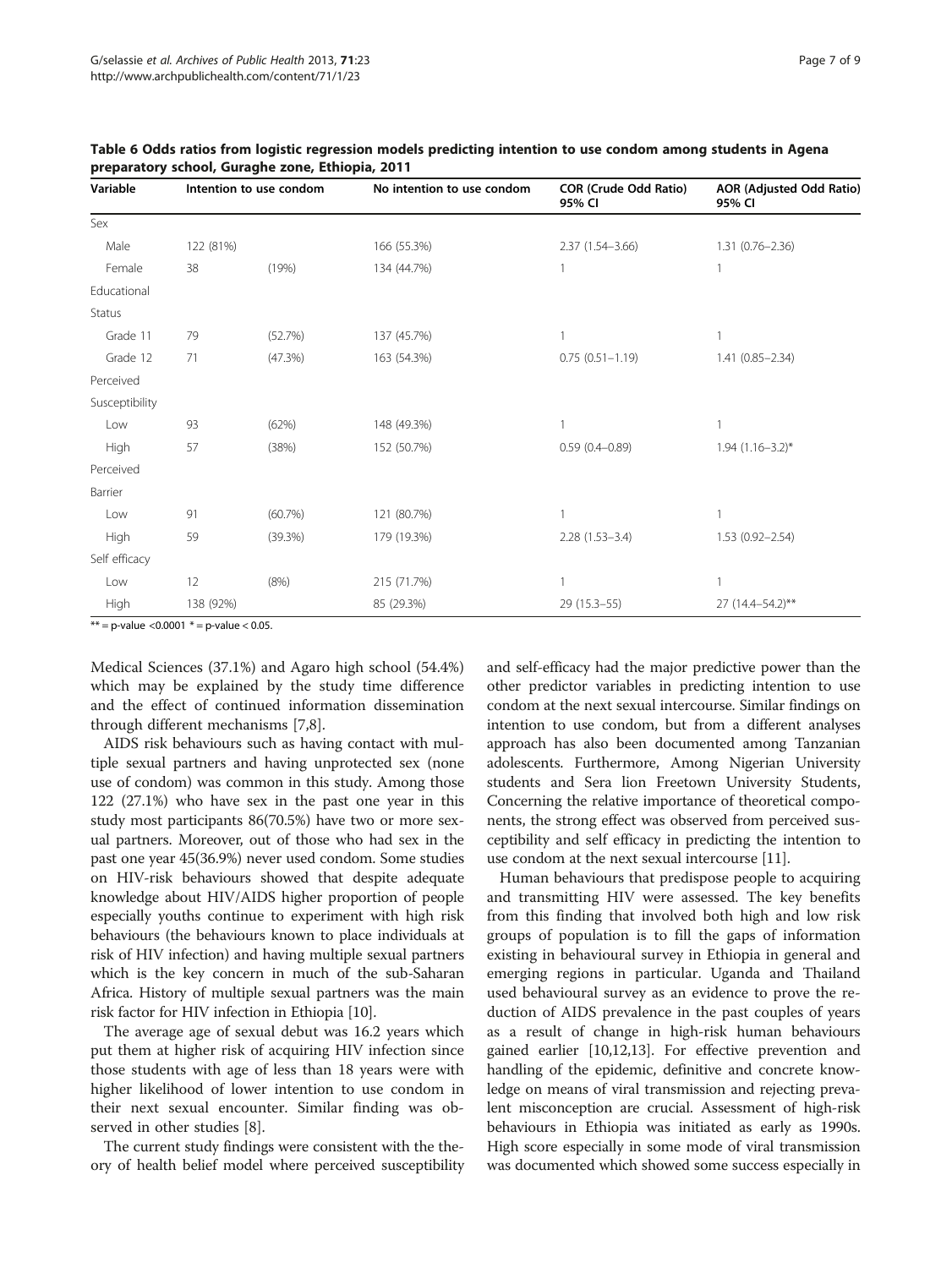**Table 6 Odds ratios from logistic regression models predicting intention to use condom among students in Agena preparatory school, Guraghe zone, Ethiopia, 2011**

| Variable | Intention to use condom | | No intention to use condom | COR (Crude Odd Ratio) 95% CI | AOR (Adjusted Odd Ratio) 95% CI |
|---|---|---|---|---|---|
| Sex | | | | | |
| Male | 122 (81%) | | 166 (55.3%) | 2.37 (1.54–3.66) | 1.31 (0.76–2.36) |
| Female | 38 | (19%) | 134 (44.7%) | 1 | 1 |
| Educational | | | | | |
| Status | | | | | |
| Grade 11 | 79 | (52.7%) | 137 (45.7%) | 1 | 1 |
| Grade 12 | 71 | (47.3%) | 163 (54.3%) | 0.75 (0.51–1.19) | 1.41 (0.85–2.34) |
| Perceived | | | | | |
| Susceptibility | | | | | |
| Low | 93 | (62%) | 148 (49.3%) | 1 | 1 |
| High | 57 | (38%) | 152 (50.7%) | 0.59 (0.4–0.89) | 1.94 (1.16–3.2)* |
| Perceived | | | | | |
| Barrier | | | | | |
| Low | 91 | (60.7%) | 121 (80.7%) | 1 | 1 |
| High | 59 | (39.3%) | 179 (19.3%) | 2.28 (1.53–3.4) | 1.53 (0.92–2.54) |
| Self efficacy | | | | | |
| Low | 12 | (8%) | 215 (71.7%) | 1 | 1 |
| High | 138 (92%) | | 85 (29.3%) | 29 (15.3–55) | 27 (14.4–54.2)** |

** = p-value <0.0001 * = p-value < 0.05.

Medical Sciences (37.1%) and Agaro high school (54.4%) which may be explained by the study time difference and the effect of continued information dissemination through different mechanisms [7,8].

AIDS risk behaviours such as having contact with multiple sexual partners and having unprotected sex (none use of condom) was common in this study. Among those 122 (27.1%) who have sex in the past one year in this study most participants 86(70.5%) have two or more sexual partners. Moreover, out of those who had sex in the past one year 45(36.9%) never used condom. Some studies on HIV-risk behaviours showed that despite adequate knowledge about HIV/AIDS higher proportion of people especially youths continue to experiment with high risk behaviours (the behaviours known to place individuals at risk of HIV infection) and having multiple sexual partners which is the key concern in much of the sub-Saharan Africa. History of multiple sexual partners was the main risk factor for HIV infection in Ethiopia [10].

The average age of sexual debut was 16.2 years which put them at higher risk of acquiring HIV infection since those students with age of less than 18 years were with higher likelihood of lower intention to use condom in their next sexual encounter. Similar finding was observed in other studies [8].

The current study findings were consistent with the theory of health belief model where perceived susceptibility and self-efficacy had the major predictive power than the other predictor variables in predicting intention to use condom at the next sexual intercourse. Similar findings on intention to use condom, but from a different analyses approach has also been documented among Tanzanian adolescents. Furthermore, Among Nigerian University students and Sera lion Freetown University Students, Concerning the relative importance of theoretical components, the strong effect was observed from perceived susceptibility and self efficacy in predicting the intention to use condom at the next sexual intercourse [11].

Human behaviours that predispose people to acquiring and transmitting HIV were assessed. The key benefits from this finding that involved both high and low risk groups of population is to fill the gaps of information existing in behavioural survey in Ethiopia in general and emerging regions in particular. Uganda and Thailand used behavioural survey as an evidence to prove the reduction of AIDS prevalence in the past couples of years as a result of change in high-risk human behaviours gained earlier [10,12,13]. For effective prevention and handling of the epidemic, definitive and concrete knowledge on means of viral transmission and rejecting prevalent misconception are crucial. Assessment of high-risk behaviours in Ethiopia was initiated as early as 1990s. High score especially in some mode of viral transmission was documented which showed some success especially in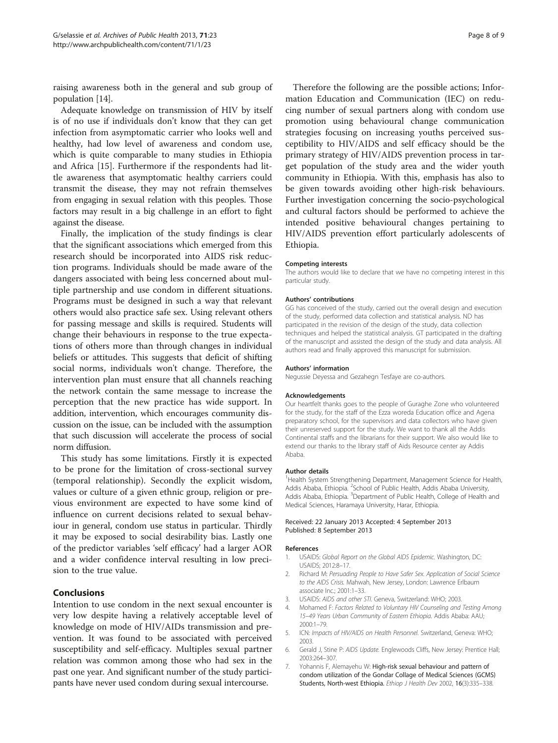raising awareness both in the general and sub group of population [14].

Adequate knowledge on transmission of HIV by itself is of no use if individuals don't know that they can get infection from asymptomatic carrier who looks well and healthy, had low level of awareness and condom use, which is quite comparable to many studies in Ethiopia and Africa [15]. Furthermore if the respondents had little awareness that asymptomatic healthy carriers could transmit the disease, they may not refrain themselves from engaging in sexual relation with this peoples. Those factors may result in a big challenge in an effort to fight against the disease.

Finally, the implication of the study findings is clear that the significant associations which emerged from this research should be incorporated into AIDS risk reduction programs. Individuals should be made aware of the dangers associated with being less concerned about multiple partnership and use condom in different situations. Programs must be designed in such a way that relevant others would also practice safe sex. Using relevant others for passing message and skills is required. Students will change their behaviours in response to the true expectations of others more than through changes in individual beliefs or attitudes. This suggests that deficit of shifting social norms, individuals won't change. Therefore, the intervention plan must ensure that all channels reaching the network contain the same message to increase the perception that the new practice has wide support. In addition, intervention, which encourages community discussion on the issue, can be included with the assumption that such discussion will accelerate the process of social norm diffusion.

This study has some limitations. Firstly it is expected to be prone for the limitation of cross-sectional survey (temporal relationship). Secondly the explicit wisdom, values or culture of a given ethnic group, religion or previous environment are expected to have some kind of influence on current decisions related to sexual behaviour in general, condom use status in particular. Thirdly it may be exposed to social desirability bias. Lastly one of the predictor variables 'self efficacy' had a larger AOR and a wider confidence interval resulting in low precision to the true value.

## Conclusions

Intention to use condom in the next sexual encounter is very low despite having a relatively acceptable level of knowledge on mode of HIV/AIDs transmission and prevention. It was found to be associated with perceived susceptibility and self-efficacy. Multiples sexual partner relation was common among those who had sex in the past one year. And significant number of the study participants have never used condom during sexual intercourse.

Therefore the following are the possible actions; Information Education and Communication (IEC) on reducing number of sexual partners along with condom use promotion using behavioural change communication strategies focusing on increasing youths perceived susceptibility to HIV/AIDS and self efficacy should be the primary strategy of HIV/AIDS prevention process in target population of the study area and the wider youth community in Ethiopia. With this, emphasis has also to be given towards avoiding other high-risk behaviours. Further investigation concerning the socio-psychological and cultural factors should be performed to achieve the intended positive behavioural changes pertaining to HIV/AIDS prevention effort particularly adolescents of Ethiopia.

#### Competing interests

The authors would like to declare that we have no competing interest in this particular study.

#### Authors' contributions

GG has conceived of the study, carried out the overall design and execution of the study, performed data collection and statistical analysis. ND has participated in the revision of the design of the study, data collection techniques and helped the statistical analysis. GT participated in the drafting of the manuscript and assisted the design of the study and data analysis. All authors read and finally approved this manuscript for submission.

#### Authors' information

Negussie Deyessa and Gezahegn Tesfaye are co-authors.

#### Acknowledgements

Our heartfelt thanks goes to the people of Guraghe Zone who volunteered for the study, for the staff of the Ezza woreda Education office and Agena preparatory school, for the supervisors and data collectors who have given their unreserved support for the study. We want to thank all the Addis Continental staffs and the librarians for their support. We also would like to extend our thanks to the library staff of Aids Resource center ay Addis Ababa.

#### Author details

[1]Health System Strengthening Department, Management Science for Health, Addis Ababa, Ethiopia. [2]School of Public Health, Addis Ababa University, Addis Ababa, Ethiopia. [3]Department of Public Health, College of Health and Medical Sciences, Haramaya University, Harar, Ethiopia.

Received: 22 January 2013 Accepted: 4 September 2013
Published: 8 September 2013

#### References

1. USAIDS: *Global Report on the Global AIDS Epidemic.* Washington, DC: USAIDS; 2012:8–17.
2. Richard M: *Persuading People to Have Safer Sex. Application of Social Science to the AIDS Crisis.* Mahwah, New Jersey, London: Lawrence Erlbaum associate Inc.; 2001:1–33.
3. USAIDS: *AIDS and other STI.* Geneva, Switzerland: WHO; 2003.
4. Mohamed F: *Factors Related to Voluntary HIV Counseling and Testing Among 15–49 Years Urban Community of Eastern Ethiopia.* Addis Ababa: AAU; 2000:1–79.
5. ICN: *Impacts of HIV/AIDS on Health Personnel.* Switzerland, Geneva: WHO; 2003.
6. Gerald J, Stine P: *AIDS Update.* Englewoods Cliffs, New Jersey: Prentice Hall; 2003:264–307.
7. Yohannis F, Alemayehu W: **High-risk sexual behaviour and pattern of condom utilization of the Gondar Collage of Medical Sciences (GCMS) Students, North-west Ethiopia.** *Ethiop J Health Dev* 2002, **16**(3):335–338.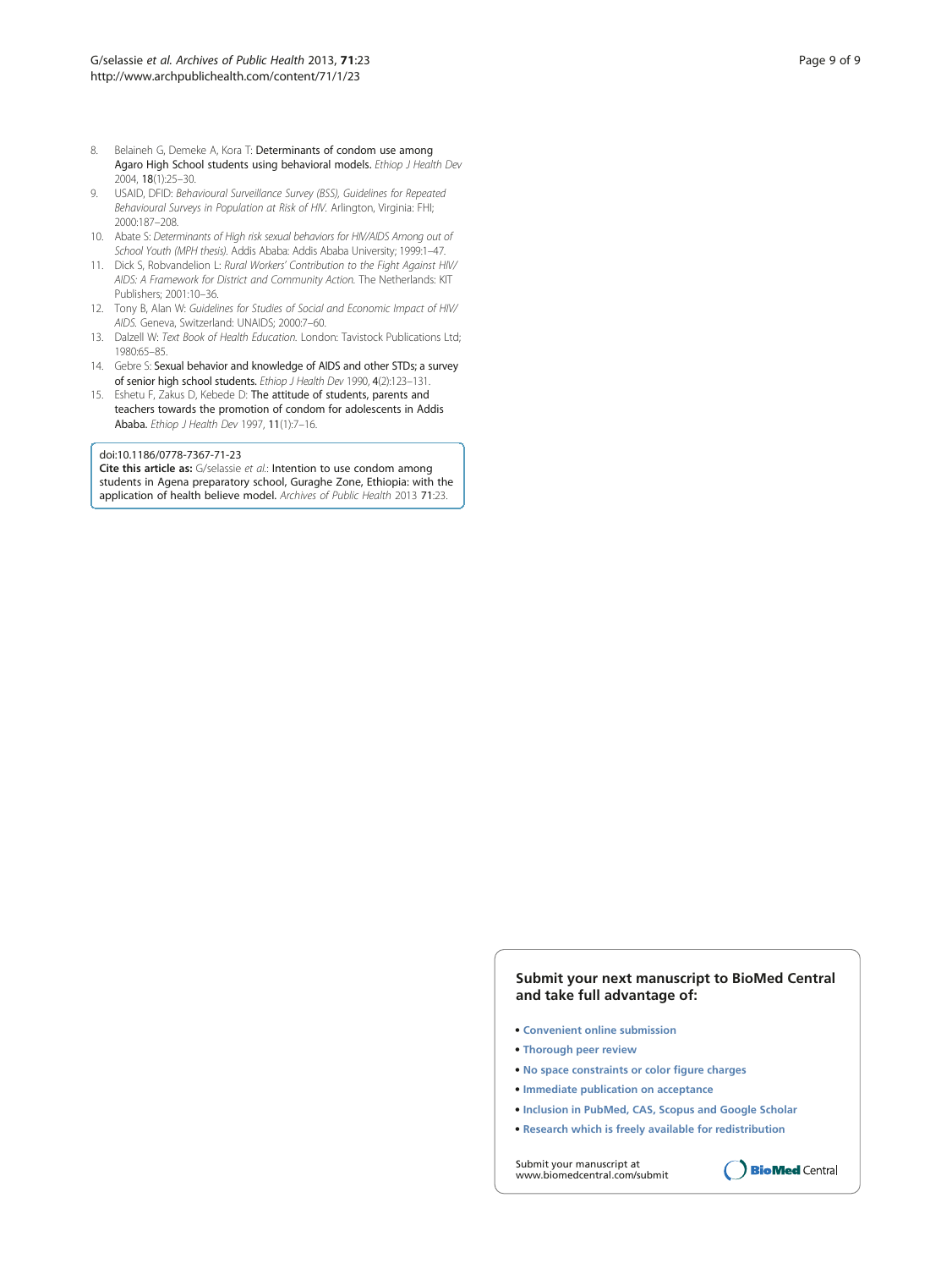8. Belaineh G, Demeke A, Kora T: **Determinants of condom use among Agaro High School students using behavioral models.** *Ethiop J Health Dev* 2004, **18**(1):25–30.
9. USAID, DFID: *Behavioural Surveillance Survey (BSS), Guidelines for Repeated Behavioural Surveys in Population at Risk of HIV.* Arlington, Virginia: FHI; 2000:187–208.
10. Abate S: *Determinants of High risk sexual behaviors for HIV/AIDS Among out of School Youth (MPH thesis).* Addis Ababa: Addis Ababa University; 1999:1–47.
11. Dick S, Robvandelion L: *Rural Workers' Contribution to the Fight Against HIV/ AIDS: A Framework for District and Community Action.* The Netherlands: KIT Publishers; 2001:10–36.
12. Tony B, Alan W: *Guidelines for Studies of Social and Economic Impact of HIV/ AIDS.* Geneva, Switzerland: UNAIDS; 2000:7–60.
13. Dalzell W: *Text Book of Health Education.* London: Tavistock Publications Ltd; 1980:65–85.
14. Gebre S: **Sexual behavior and knowledge of AIDS and other STDs; a survey of senior high school students.** *Ethiop J Health Dev* 1990, **4**(2):123–131.
15. Eshetu F, Zakus D, Kebede D: **The attitude of students, parents and teachers towards the promotion of condom for adolescents in Addis Ababa.** *Ethiop J Health Dev* 1997, **11**(1):7–16.

doi:10.1186/0778-7367-71-23

**Cite this article as:** G/selassie *et al.*: Intention to use condom among students in Agena preparatory school, Guraghe Zone, Ethiopia: with the application of health believe model. *Archives of Public Health* 2013 **71**:23.

**Submit your next manuscript to BioMed Central and take full advantage of:**

- **Convenient online submission**
- **Thorough peer review**
- **No space constraints or color figure charges**
- **Immediate publication on acceptance**
- **Inclusion in PubMed, CAS, Scopus and Google Scholar**
- **Research which is freely available for redistribution**

Submit your manuscript at
www.biomedcentral.com/submit

BioMed Central